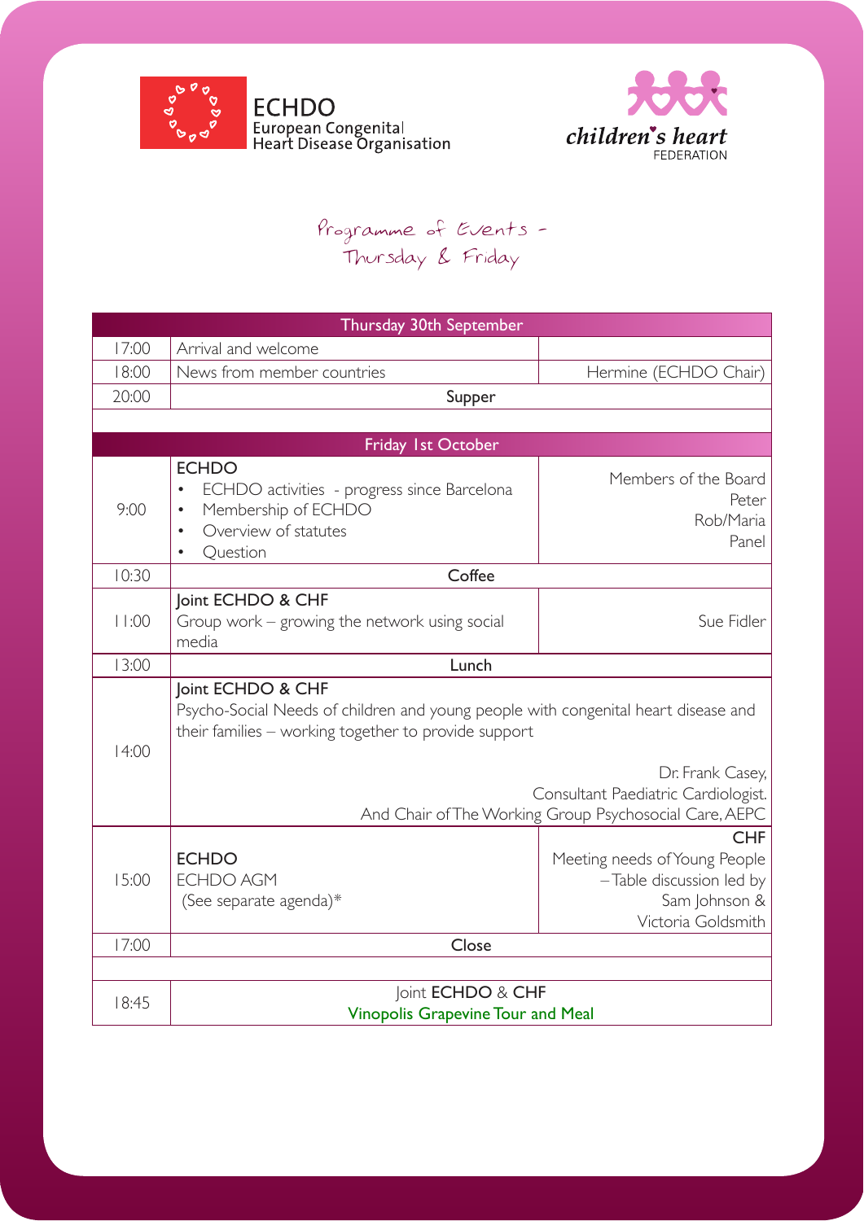ECHDO
European Congenital
Heart Disease Organisation

children's heart FEDERATION

# Programme of Events – Thursday & Friday

| Thursday 30th September | | |
|---|---|---|
| 17:00 | Arrival and welcome | |
| 18:00 | News from member countries | Hermine (ECHDO Chair) |
| 20:00 | **Supper** | |
| | | |
| **Friday 1st October** | | |
| 9:00 | **ECHDO**<br>• ECHDO activities - progress since Barcelona<br>• Membership of ECHDO<br>• Overview of statutes<br>• Question | Members of the Board<br>Peter<br>Rob/Maria<br>Panel |
| 10:30 | **Coffee** | |
| 11:00 | **Joint ECHDO & CHF**<br>Group work – growing the network using social media | Sue Fidler |
| 13:00 | **Lunch** | |
| 14:00 | **Joint ECHDO & CHF**<br>Psycho-Social Needs of children and young people with congenital heart disease and their families – working together to provide support<br><br>Dr. Frank Casey, Consultant Paediatric Cardiologist. And Chair of The Working Group Psychosocial Care, AEPC | |
| 15:00 | **ECHDO**<br>ECHDO AGM<br>(See separate agenda)* | **CHF**<br>Meeting needs of Young People – Table discussion led by Sam Johnson & Victoria Goldsmith |
| 17:00 | **Close** | |
| | | |
| 18:45 | Joint **ECHDO** & **CHF**<br>**Vinopolis Grapevine Tour and Meal** | |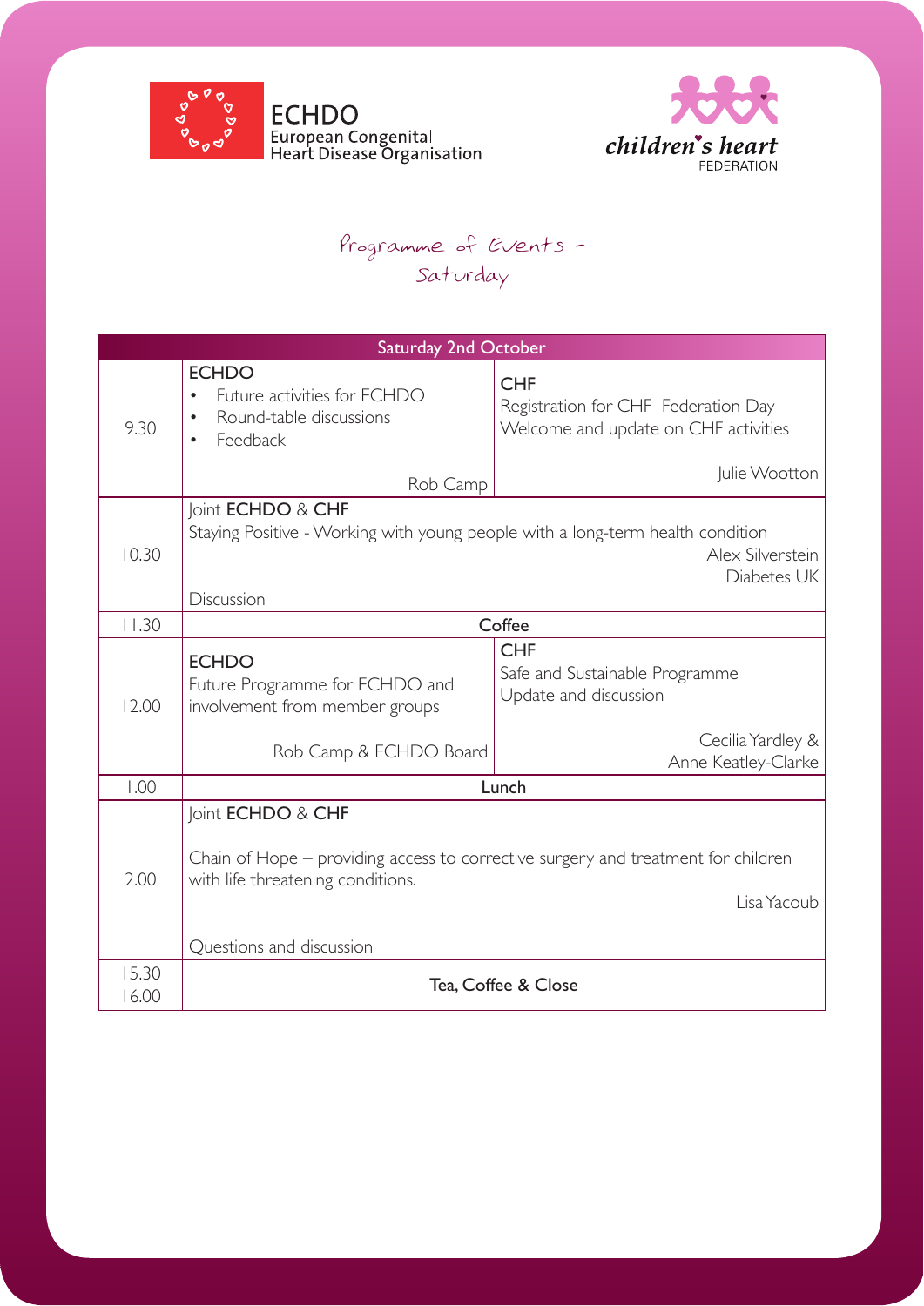ECHDO
European Congenital Heart Disease Organisation

children's heart FEDERATION

# Programme of Events - Saturday

| Saturday 2nd October | | |
|---|---|---|
| 9.30 | **ECHDO**<br>• Future activities for ECHDO<br>• Round-table discussions<br>• Feedback<br><br>Rob Camp | **CHF**<br>Registration for CHF Federation Day<br>Welcome and update on CHF activities<br><br>Julie Wootton |
| 10.30 | Joint **ECHDO** & **CHF**<br>Staying Positive - Working with young people with a long-term health condition<br>Alex Silverstein<br>Diabetes UK<br><br>Discussion | |
| 11.30 | Coffee | |
| 12.00 | **ECHDO**<br>Future Programme for ECHDO and involvement from member groups<br><br>Rob Camp & ECHDO Board | **CHF**<br>Safe and Sustainable Programme<br>Update and discussion<br><br>Cecilia Yardley & Anne Keatley-Clarke |
| 1.00 | Lunch | |
| 2.00 | Joint **ECHDO** & **CHF**<br><br>Chain of Hope – providing access to corrective surgery and treatment for children with life threatening conditions.<br>Lisa Yacoub<br><br>Questions and discussion | |
| 15.30<br>16.00 | Tea, Coffee & Close | |